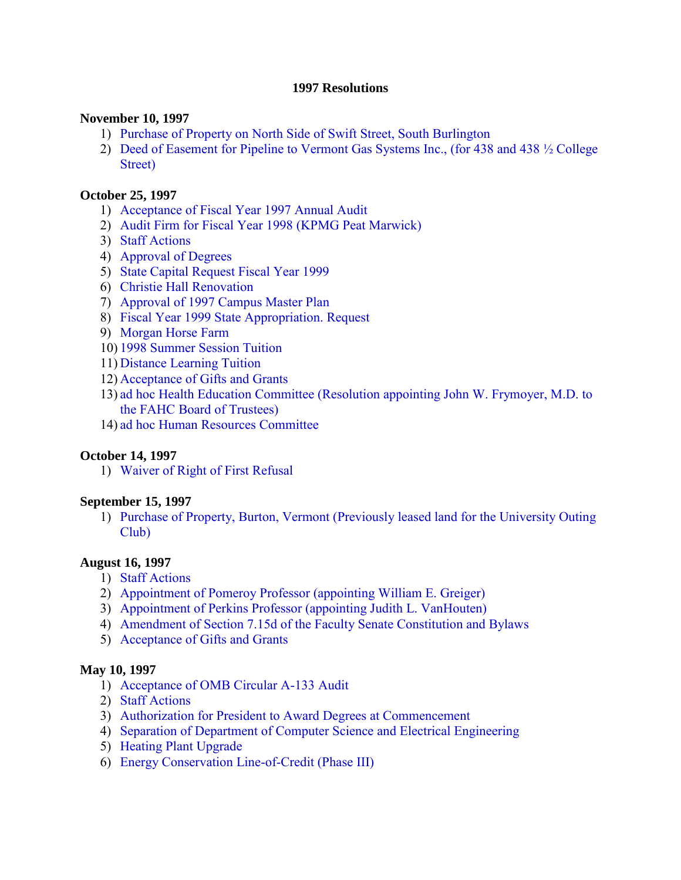# 1997 Resolutions

**November 10, 1997**

1) Purchase of Property on North Side of Swift Street, South Burlington
2) Deed of Easement for Pipeline to Vermont Gas Systems Inc., (for 438 and 438 ½ College Street)

**October 25, 1997**

1) Acceptance of Fiscal Year 1997 Annual Audit
2) Audit Firm for Fiscal Year 1998 (KPMG Peat Marwick)
3) Staff Actions
4) Approval of Degrees
5) State Capital Request Fiscal Year 1999
6) Christie Hall Renovation
7) Approval of 1997 Campus Master Plan
8) Fiscal Year 1999 State Appropriation. Request
9) Morgan Horse Farm
10) 1998 Summer Session Tuition
11) Distance Learning Tuition
12) Acceptance of Gifts and Grants
13) ad hoc Health Education Committee (Resolution appointing John W. Frymoyer, M.D. to the FAHC Board of Trustees)
14) ad hoc Human Resources Committee

**October 14, 1997**

1) Waiver of Right of First Refusal

**September 15, 1997**

1) Purchase of Property, Burton, Vermont (Previously leased land for the University Outing Club)

**August 16, 1997**

1) Staff Actions
2) Appointment of Pomeroy Professor (appointing William E. Greiger)
3) Appointment of Perkins Professor (appointing Judith L. VanHouten)
4) Amendment of Section 7.15d of the Faculty Senate Constitution and Bylaws
5) Acceptance of Gifts and Grants

**May 10, 1997**

1) Acceptance of OMB Circular A-133 Audit
2) Staff Actions
3) Authorization for President to Award Degrees at Commencement
4) Separation of Department of Computer Science and Electrical Engineering
5) Heating Plant Upgrade
6) Energy Conservation Line-of-Credit (Phase III)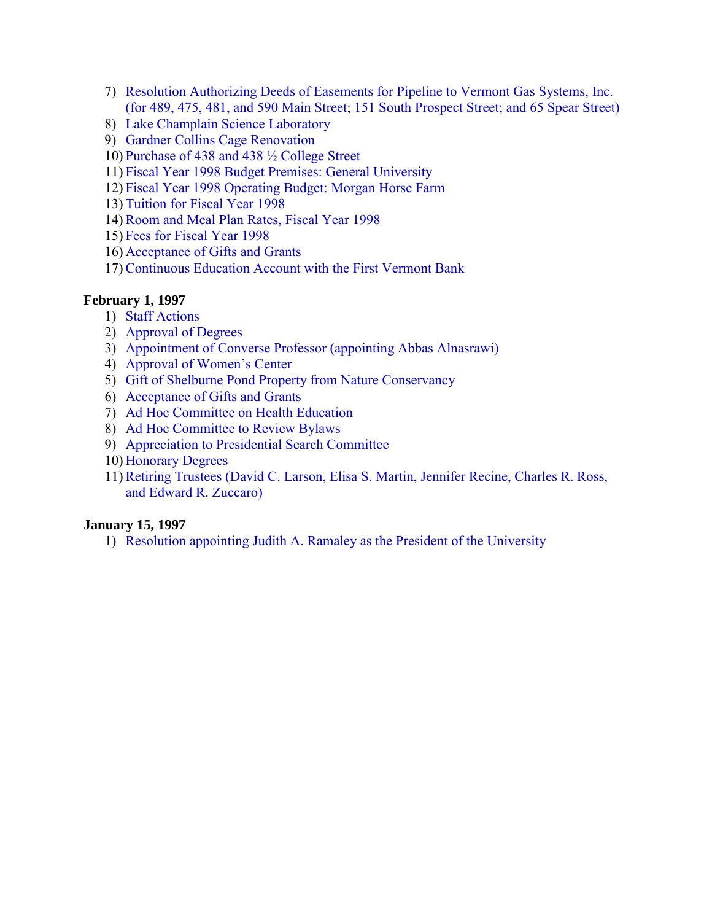7) Resolution Authorizing Deeds of Easements for Pipeline to Vermont Gas Systems, Inc. (for 489, 475, 481, and 590 Main Street; 151 South Prospect Street; and 65 Spear Street)
8) Lake Champlain Science Laboratory
9) Gardner Collins Cage Renovation
10) Purchase of 438 and 438 ½ College Street
11) Fiscal Year 1998 Budget Premises: General University
12) Fiscal Year 1998 Operating Budget: Morgan Horse Farm
13) Tuition for Fiscal Year 1998
14) Room and Meal Plan Rates, Fiscal Year 1998
15) Fees for Fiscal Year 1998
16) Acceptance of Gifts and Grants
17) Continuous Education Account with the First Vermont Bank

**February 1, 1997**

1) Staff Actions
2) Approval of Degrees
3) Appointment of Converse Professor (appointing Abbas Alnasrawi)
4) Approval of Women's Center
5) Gift of Shelburne Pond Property from Nature Conservancy
6) Acceptance of Gifts and Grants
7) Ad Hoc Committee on Health Education
8) Ad Hoc Committee to Review Bylaws
9) Appreciation to Presidential Search Committee
10) Honorary Degrees
11) Retiring Trustees (David C. Larson, Elisa S. Martin, Jennifer Recine, Charles R. Ross, and Edward R. Zuccaro)

**January 15, 1997**

1) Resolution appointing Judith A. Ramaley as the President of the University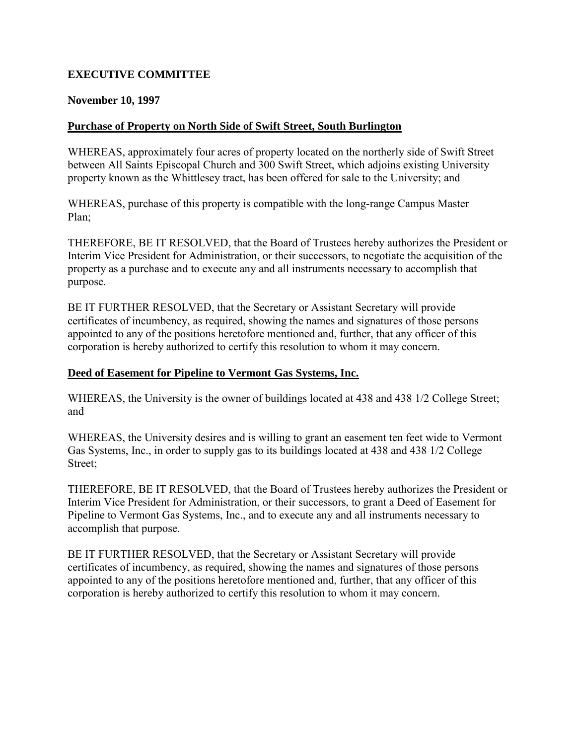**EXECUTIVE COMMITTEE**

**November 10, 1997**

## Purchase of Property on North Side of Swift Street, South Burlington

WHEREAS, approximately four acres of property located on the northerly side of Swift Street between All Saints Episcopal Church and 300 Swift Street, which adjoins existing University property known as the Whittlesey tract, has been offered for sale to the University; and

WHEREAS, purchase of this property is compatible with the long-range Campus Master Plan;

THEREFORE, BE IT RESOLVED, that the Board of Trustees hereby authorizes the President or Interim Vice President for Administration, or their successors, to negotiate the acquisition of the property as a purchase and to execute any and all instruments necessary to accomplish that purpose.

BE IT FURTHER RESOLVED, that the Secretary or Assistant Secretary will provide certificates of incumbency, as required, showing the names and signatures of those persons appointed to any of the positions heretofore mentioned and, further, that any officer of this corporation is hereby authorized to certify this resolution to whom it may concern.

## Deed of Easement for Pipeline to Vermont Gas Systems, Inc.

WHEREAS, the University is the owner of buildings located at 438 and 438 1/2 College Street; and

WHEREAS, the University desires and is willing to grant an easement ten feet wide to Vermont Gas Systems, Inc., in order to supply gas to its buildings located at 438 and 438 1/2 College Street;

THEREFORE, BE IT RESOLVED, that the Board of Trustees hereby authorizes the President or Interim Vice President for Administration, or their successors, to grant a Deed of Easement for Pipeline to Vermont Gas Systems, Inc., and to execute any and all instruments necessary to accomplish that purpose.

BE IT FURTHER RESOLVED, that the Secretary or Assistant Secretary will provide certificates of incumbency, as required, showing the names and signatures of those persons appointed to any of the positions heretofore mentioned and, further, that any officer of this corporation is hereby authorized to certify this resolution to whom it may concern.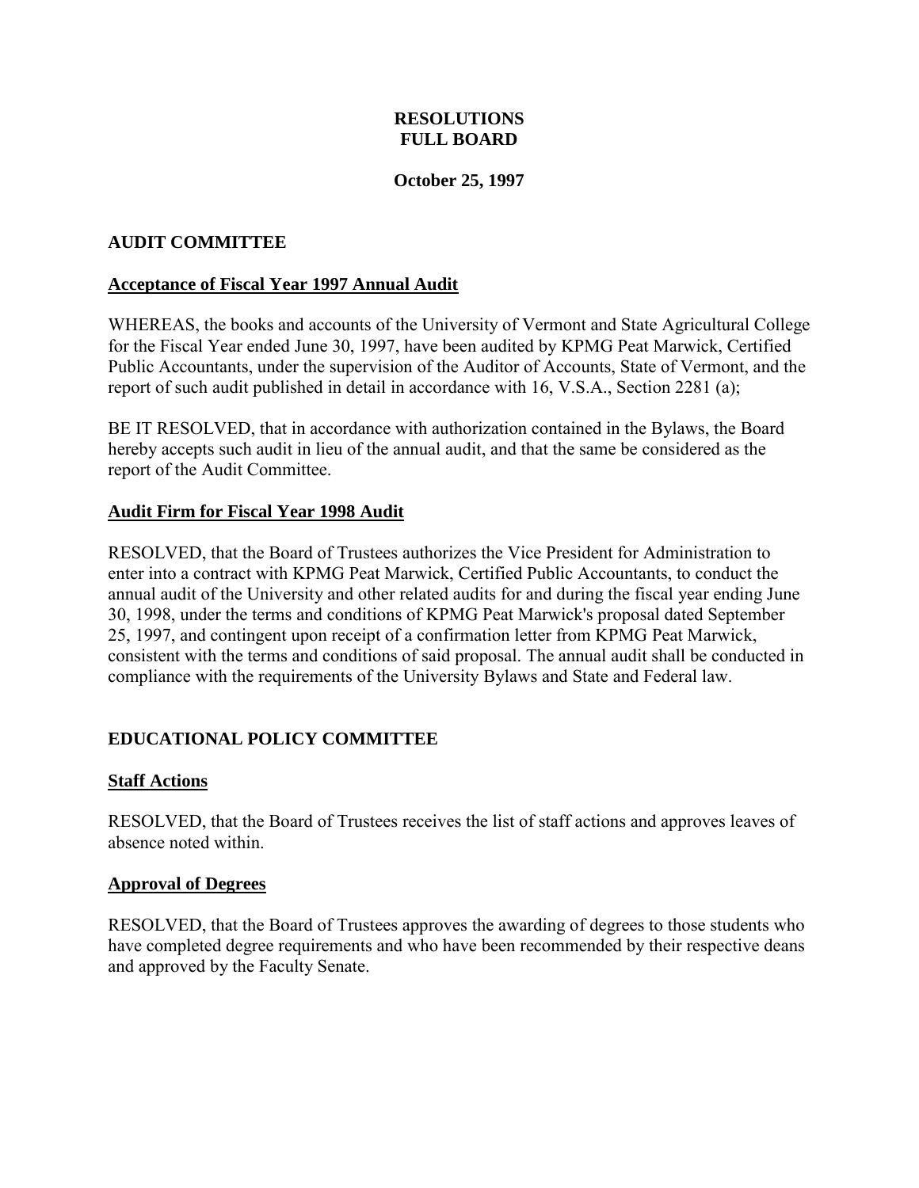# RESOLUTIONS
# FULL BOARD

**October 25, 1997**

## AUDIT COMMITTEE

### Acceptance of Fiscal Year 1997 Annual Audit

WHEREAS, the books and accounts of the University of Vermont and State Agricultural College for the Fiscal Year ended June 30, 1997, have been audited by KPMG Peat Marwick, Certified Public Accountants, under the supervision of the Auditor of Accounts, State of Vermont, and the report of such audit published in detail in accordance with 16, V.S.A., Section 2281 (a);

BE IT RESOLVED, that in accordance with authorization contained in the Bylaws, the Board hereby accepts such audit in lieu of the annual audit, and that the same be considered as the report of the Audit Committee.

### Audit Firm for Fiscal Year 1998 Audit

RESOLVED, that the Board of Trustees authorizes the Vice President for Administration to enter into a contract with KPMG Peat Marwick, Certified Public Accountants, to conduct the annual audit of the University and other related audits for and during the fiscal year ending June 30, 1998, under the terms and conditions of KPMG Peat Marwick's proposal dated September 25, 1997, and contingent upon receipt of a confirmation letter from KPMG Peat Marwick, consistent with the terms and conditions of said proposal. The annual audit shall be conducted in compliance with the requirements of the University Bylaws and State and Federal law.

## EDUCATIONAL POLICY COMMITTEE

### Staff Actions

RESOLVED, that the Board of Trustees receives the list of staff actions and approves leaves of absence noted within.

### Approval of Degrees

RESOLVED, that the Board of Trustees approves the awarding of degrees to those students who have completed degree requirements and who have been recommended by their respective deans and approved by the Faculty Senate.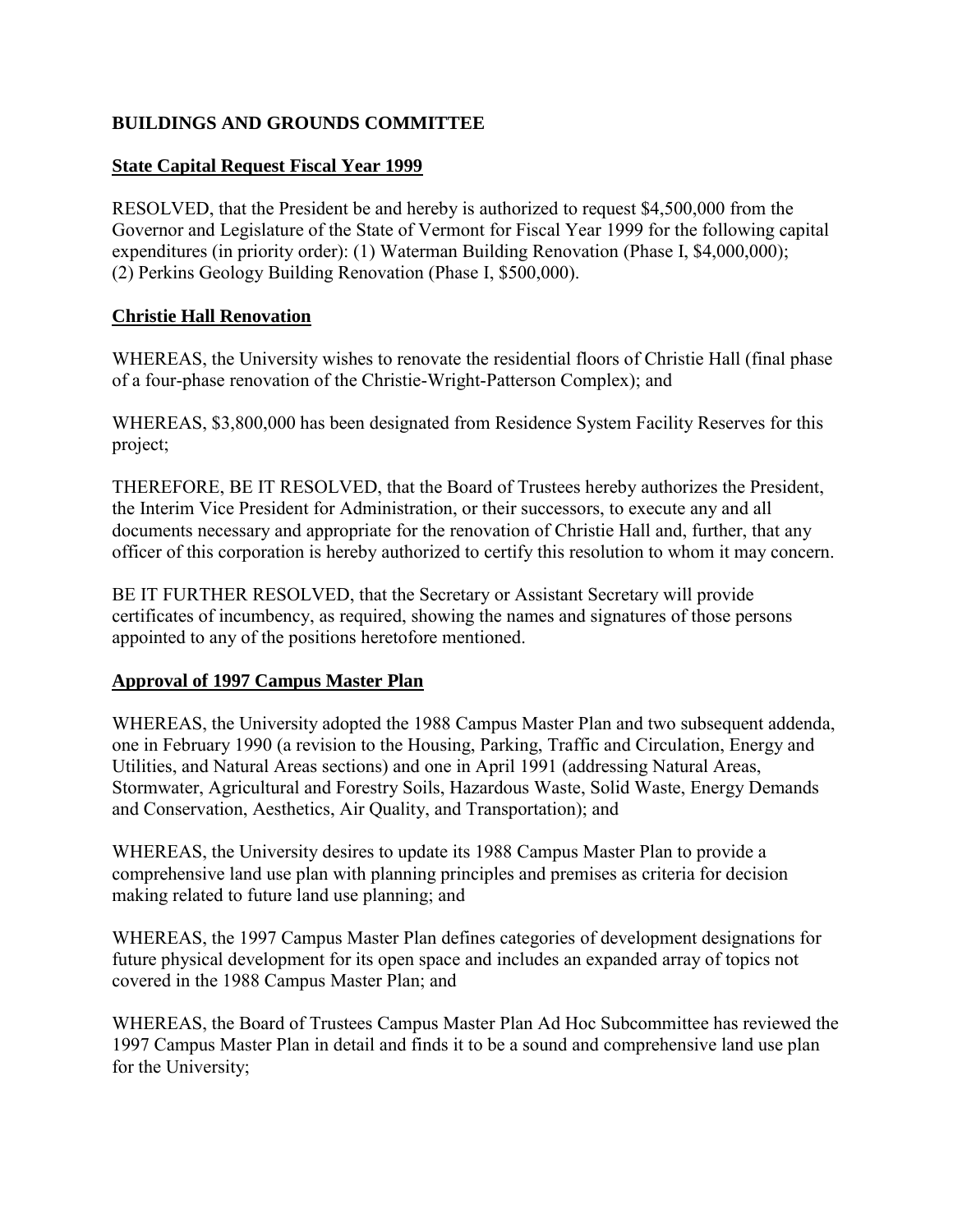## **BUILDINGS AND GROUNDS COMMITTEE**

### **State Capital Request Fiscal Year 1999**

RESOLVED, that the President be and hereby is authorized to request $4,500,000 from the Governor and Legislature of the State of Vermont for Fiscal Year 1999 for the following capital expenditures (in priority order): (1) Waterman Building Renovation (Phase I, $4,000,000); (2) Perkins Geology Building Renovation (Phase I, $500,000).

### **Christie Hall Renovation**

WHEREAS, the University wishes to renovate the residential floors of Christie Hall (final phase of a four-phase renovation of the Christie-Wright-Patterson Complex); and

WHEREAS, $3,800,000 has been designated from Residence System Facility Reserves for this project;

THEREFORE, BE IT RESOLVED, that the Board of Trustees hereby authorizes the President, the Interim Vice President for Administration, or their successors, to execute any and all documents necessary and appropriate for the renovation of Christie Hall and, further, that any officer of this corporation is hereby authorized to certify this resolution to whom it may concern.

BE IT FURTHER RESOLVED, that the Secretary or Assistant Secretary will provide certificates of incumbency, as required, showing the names and signatures of those persons appointed to any of the positions heretofore mentioned.

### **Approval of 1997 Campus Master Plan**

WHEREAS, the University adopted the 1988 Campus Master Plan and two subsequent addenda, one in February 1990 (a revision to the Housing, Parking, Traffic and Circulation, Energy and Utilities, and Natural Areas sections) and one in April 1991 (addressing Natural Areas, Stormwater, Agricultural and Forestry Soils, Hazardous Waste, Solid Waste, Energy Demands and Conservation, Aesthetics, Air Quality, and Transportation); and

WHEREAS, the University desires to update its 1988 Campus Master Plan to provide a comprehensive land use plan with planning principles and premises as criteria for decision making related to future land use planning; and

WHEREAS, the 1997 Campus Master Plan defines categories of development designations for future physical development for its open space and includes an expanded array of topics not covered in the 1988 Campus Master Plan; and

WHEREAS, the Board of Trustees Campus Master Plan Ad Hoc Subcommittee has reviewed the 1997 Campus Master Plan in detail and finds it to be a sound and comprehensive land use plan for the University;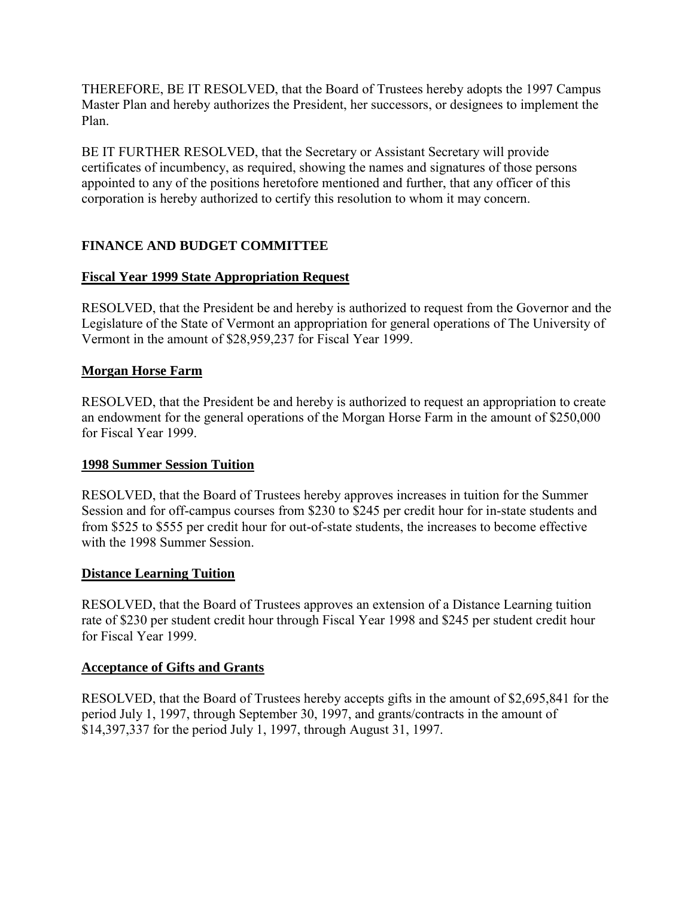THEREFORE, BE IT RESOLVED, that the Board of Trustees hereby adopts the 1997 Campus Master Plan and hereby authorizes the President, her successors, or designees to implement the Plan.

BE IT FURTHER RESOLVED, that the Secretary or Assistant Secretary will provide certificates of incumbency, as required, showing the names and signatures of those persons appointed to any of the positions heretofore mentioned and further, that any officer of this corporation is hereby authorized to certify this resolution to whom it may concern.

## FINANCE AND BUDGET COMMITTEE

### Fiscal Year 1999 State Appropriation Request

RESOLVED, that the President be and hereby is authorized to request from the Governor and the Legislature of the State of Vermont an appropriation for general operations of The University of Vermont in the amount of $28,959,237 for Fiscal Year 1999.

### Morgan Horse Farm

RESOLVED, that the President be and hereby is authorized to request an appropriation to create an endowment for the general operations of the Morgan Horse Farm in the amount of $250,000 for Fiscal Year 1999.

### 1998 Summer Session Tuition

RESOLVED, that the Board of Trustees hereby approves increases in tuition for the Summer Session and for off-campus courses from $230 to $245 per credit hour for in-state students and from $525 to $555 per credit hour for out-of-state students, the increases to become effective with the 1998 Summer Session.

### Distance Learning Tuition

RESOLVED, that the Board of Trustees approves an extension of a Distance Learning tuition rate of $230 per student credit hour through Fiscal Year 1998 and $245 per student credit hour for Fiscal Year 1999.

### Acceptance of Gifts and Grants

RESOLVED, that the Board of Trustees hereby accepts gifts in the amount of $2,695,841 for the period July 1, 1997, through September 30, 1997, and grants/contracts in the amount of $14,397,337 for the period July 1, 1997, through August 31, 1997.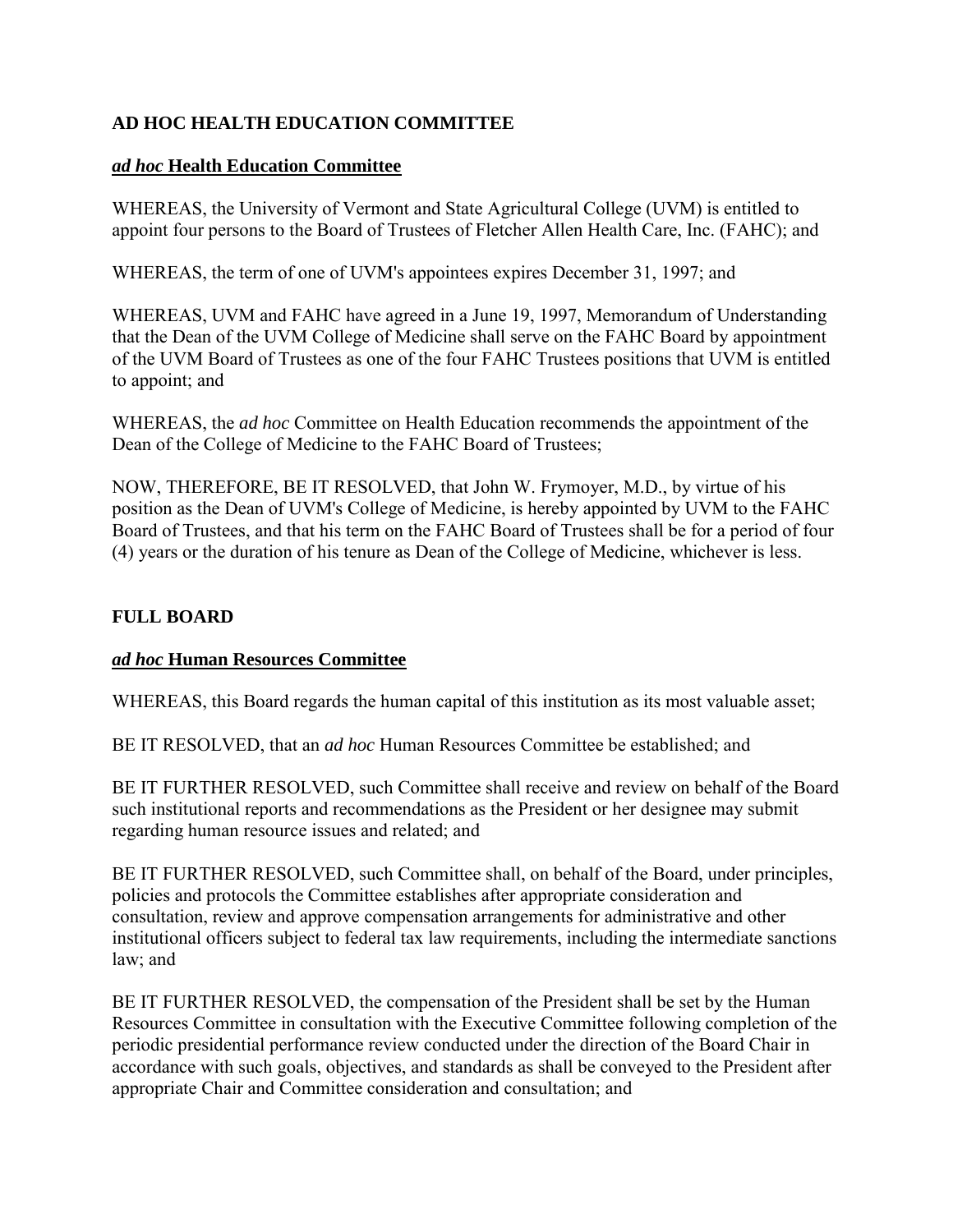## AD HOC HEALTH EDUCATION COMMITTEE

### ***ad hoc* Health Education Committee**

WHEREAS, the University of Vermont and State Agricultural College (UVM) is entitled to appoint four persons to the Board of Trustees of Fletcher Allen Health Care, Inc. (FAHC); and

WHEREAS, the term of one of UVM's appointees expires December 31, 1997; and

WHEREAS, UVM and FAHC have agreed in a June 19, 1997, Memorandum of Understanding that the Dean of the UVM College of Medicine shall serve on the FAHC Board by appointment of the UVM Board of Trustees as one of the four FAHC Trustees positions that UVM is entitled to appoint; and

WHEREAS, the *ad hoc* Committee on Health Education recommends the appointment of the Dean of the College of Medicine to the FAHC Board of Trustees;

NOW, THEREFORE, BE IT RESOLVED, that John W. Frymoyer, M.D., by virtue of his position as the Dean of UVM's College of Medicine, is hereby appointed by UVM to the FAHC Board of Trustees, and that his term on the FAHC Board of Trustees shall be for a period of four (4) years or the duration of his tenure as Dean of the College of Medicine, whichever is less.

## FULL BOARD

### ***ad hoc* Human Resources Committee**

WHEREAS, this Board regards the human capital of this institution as its most valuable asset;

BE IT RESOLVED, that an *ad hoc* Human Resources Committee be established; and

BE IT FURTHER RESOLVED, such Committee shall receive and review on behalf of the Board such institutional reports and recommendations as the President or her designee may submit regarding human resource issues and related; and

BE IT FURTHER RESOLVED, such Committee shall, on behalf of the Board, under principles, policies and protocols the Committee establishes after appropriate consideration and consultation, review and approve compensation arrangements for administrative and other institutional officers subject to federal tax law requirements, including the intermediate sanctions law; and

BE IT FURTHER RESOLVED, the compensation of the President shall be set by the Human Resources Committee in consultation with the Executive Committee following completion of the periodic presidential performance review conducted under the direction of the Board Chair in accordance with such goals, objectives, and standards as shall be conveyed to the President after appropriate Chair and Committee consideration and consultation; and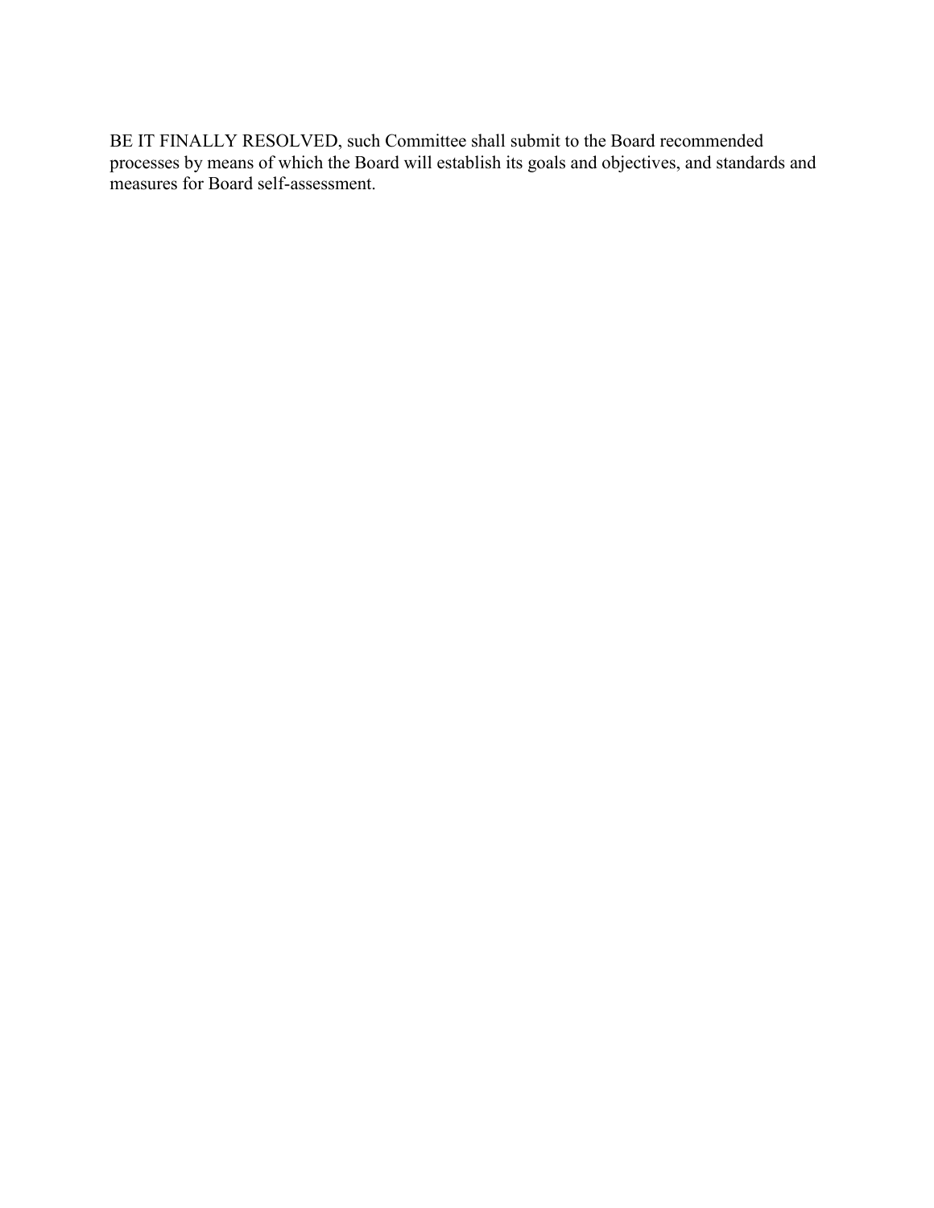BE IT FINALLY RESOLVED, such Committee shall submit to the Board recommended processes by means of which the Board will establish its goals and objectives, and standards and measures for Board self-assessment.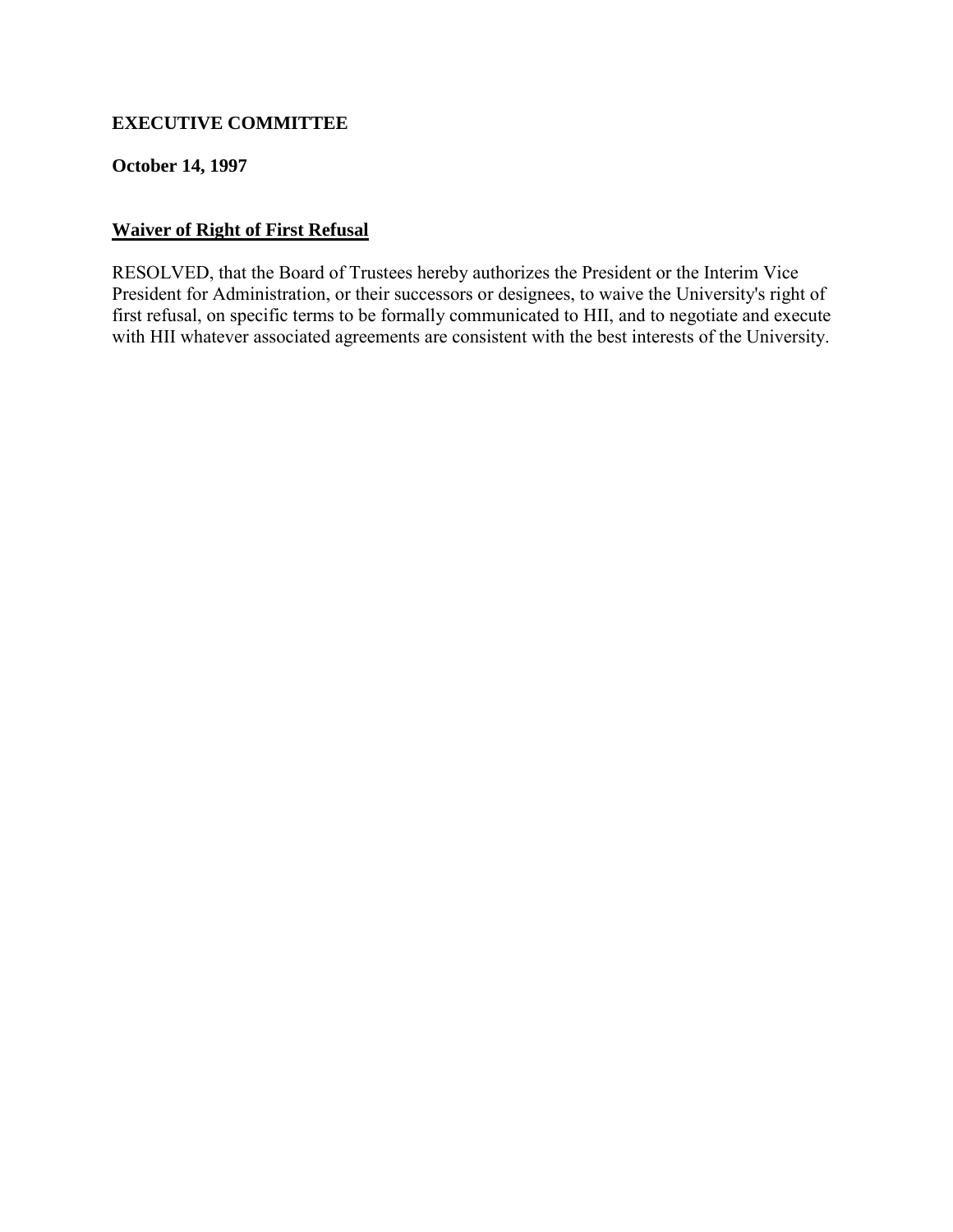**EXECUTIVE COMMITTEE**

**October 14, 1997**

**Waiver of Right of First Refusal**

RESOLVED, that the Board of Trustees hereby authorizes the President or the Interim Vice President for Administration, or their successors or designees, to waive the University's right of first refusal, on specific terms to be formally communicated to HII, and to negotiate and execute with HII whatever associated agreements are consistent with the best interests of the University.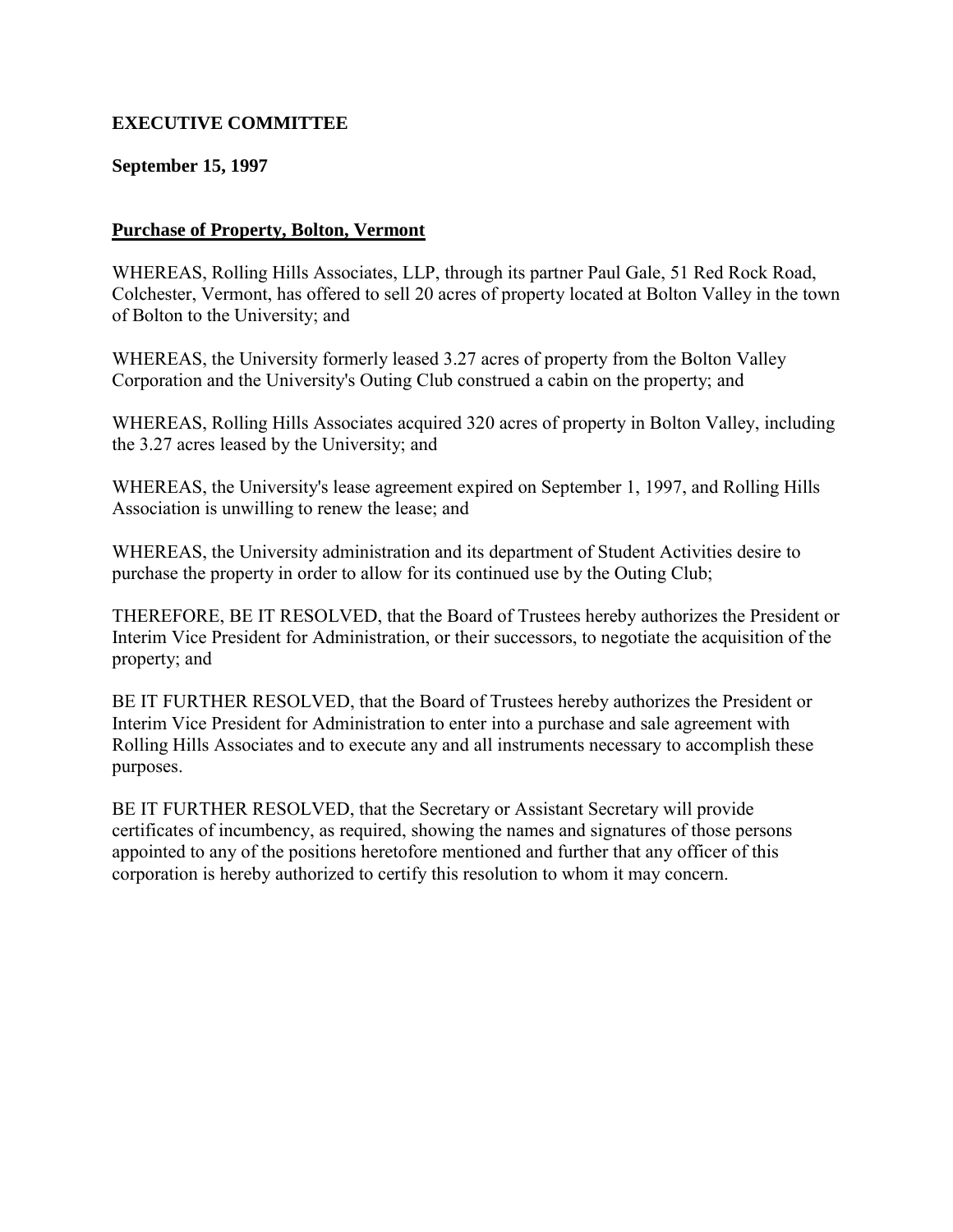**EXECUTIVE COMMITTEE**

**September 15, 1997**

## Purchase of Property, Bolton, Vermont

WHEREAS, Rolling Hills Associates, LLP, through its partner Paul Gale, 51 Red Rock Road, Colchester, Vermont, has offered to sell 20 acres of property located at Bolton Valley in the town of Bolton to the University; and

WHEREAS, the University formerly leased 3.27 acres of property from the Bolton Valley Corporation and the University's Outing Club construed a cabin on the property; and

WHEREAS, Rolling Hills Associates acquired 320 acres of property in Bolton Valley, including the 3.27 acres leased by the University; and

WHEREAS, the University's lease agreement expired on September 1, 1997, and Rolling Hills Association is unwilling to renew the lease; and

WHEREAS, the University administration and its department of Student Activities desire to purchase the property in order to allow for its continued use by the Outing Club;

THEREFORE, BE IT RESOLVED, that the Board of Trustees hereby authorizes the President or Interim Vice President for Administration, or their successors, to negotiate the acquisition of the property; and

BE IT FURTHER RESOLVED, that the Board of Trustees hereby authorizes the President or Interim Vice President for Administration to enter into a purchase and sale agreement with Rolling Hills Associates and to execute any and all instruments necessary to accomplish these purposes.

BE IT FURTHER RESOLVED, that the Secretary or Assistant Secretary will provide certificates of incumbency, as required, showing the names and signatures of those persons appointed to any of the positions heretofore mentioned and further that any officer of this corporation is hereby authorized to certify this resolution to whom it may concern.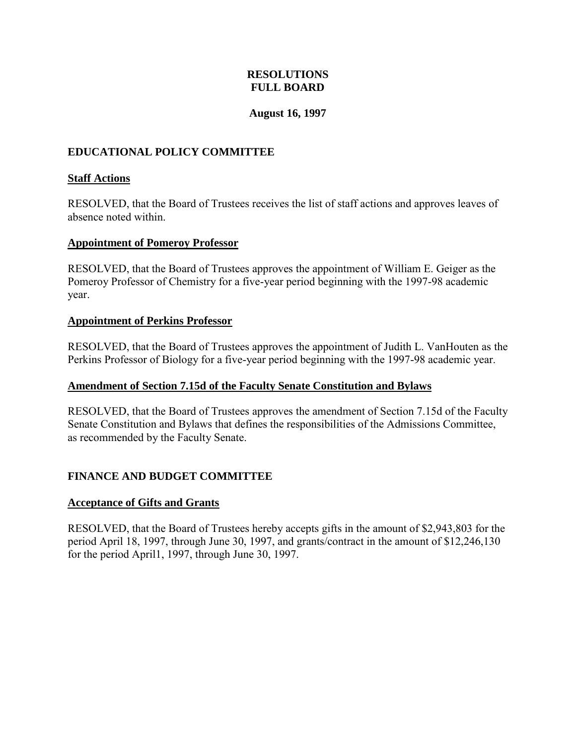# RESOLUTIONS
# FULL BOARD

**August 16, 1997**

## EDUCATIONAL POLICY COMMITTEE

### Staff Actions

RESOLVED, that the Board of Trustees receives the list of staff actions and approves leaves of absence noted within.

### Appointment of Pomeroy Professor

RESOLVED, that the Board of Trustees approves the appointment of William E. Geiger as the Pomeroy Professor of Chemistry for a five-year period beginning with the 1997-98 academic year.

### Appointment of Perkins Professor

RESOLVED, that the Board of Trustees approves the appointment of Judith L. VanHouten as the Perkins Professor of Biology for a five-year period beginning with the 1997-98 academic year.

### Amendment of Section 7.15d of the Faculty Senate Constitution and Bylaws

RESOLVED, that the Board of Trustees approves the amendment of Section 7.15d of the Faculty Senate Constitution and Bylaws that defines the responsibilities of the Admissions Committee, as recommended by the Faculty Senate.

## FINANCE AND BUDGET COMMITTEE

### Acceptance of Gifts and Grants

RESOLVED, that the Board of Trustees hereby accepts gifts in the amount of $2,943,803 for the period April 18, 1997, through June 30, 1997, and grants/contract in the amount of $12,246,130 for the period April1, 1997, through June 30, 1997.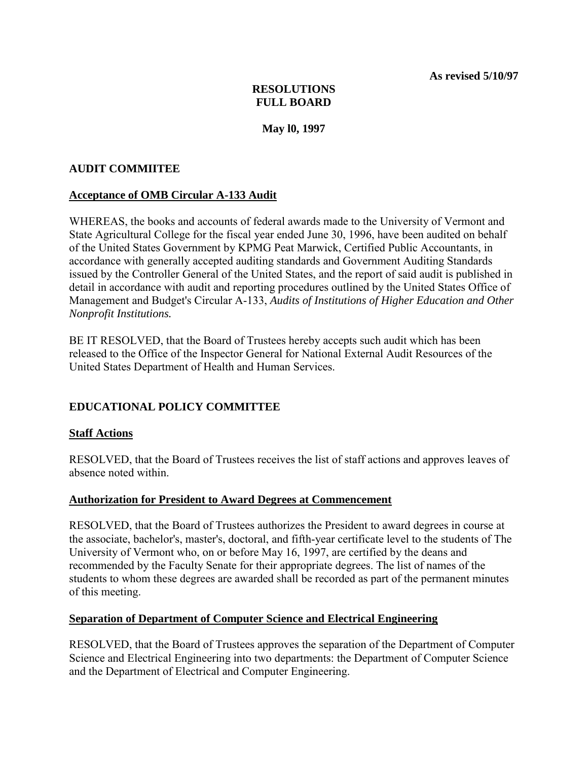**As revised 5/10/97**

# RESOLUTIONS
# FULL BOARD

**May l0, 1997**

## AUDIT COMMIITEE

### Acceptance of OMB Circular A-133 Audit

WHEREAS, the books and accounts of federal awards made to the University of Vermont and State Agricultural College for the fiscal year ended June 30, 1996, have been audited on behalf of the United States Government by KPMG Peat Marwick, Certified Public Accountants, in accordance with generally accepted auditing standards and Government Auditing Standards issued by the Controller General of the United States, and the report of said audit is published in detail in accordance with audit and reporting procedures outlined by the United States Office of Management and Budget's Circular A-133, *Audits of Institutions of Higher Education and Other Nonprofit Institutions.*

BE IT RESOLVED, that the Board of Trustees hereby accepts such audit which has been released to the Office of the Inspector General for National External Audit Resources of the United States Department of Health and Human Services.

## EDUCATIONAL POLICY COMMITTEE

### Staff Actions

RESOLVED, that the Board of Trustees receives the list of staff actions and approves leaves of absence noted within.

### Authorization for President to Award Degrees at Commencement

RESOLVED, that the Board of Trustees authorizes the President to award degrees in course at the associate, bachelor's, master's, doctoral, and fifth-year certificate level to the students of The University of Vermont who, on or before May 16, 1997, are certified by the deans and recommended by the Faculty Senate for their appropriate degrees. The list of names of the students to whom these degrees are awarded shall be recorded as part of the permanent minutes of this meeting.

### Separation of Department of Computer Science and Electrical Engineering

RESOLVED, that the Board of Trustees approves the separation of the Department of Computer Science and Electrical Engineering into two departments: the Department of Computer Science and the Department of Electrical and Computer Engineering.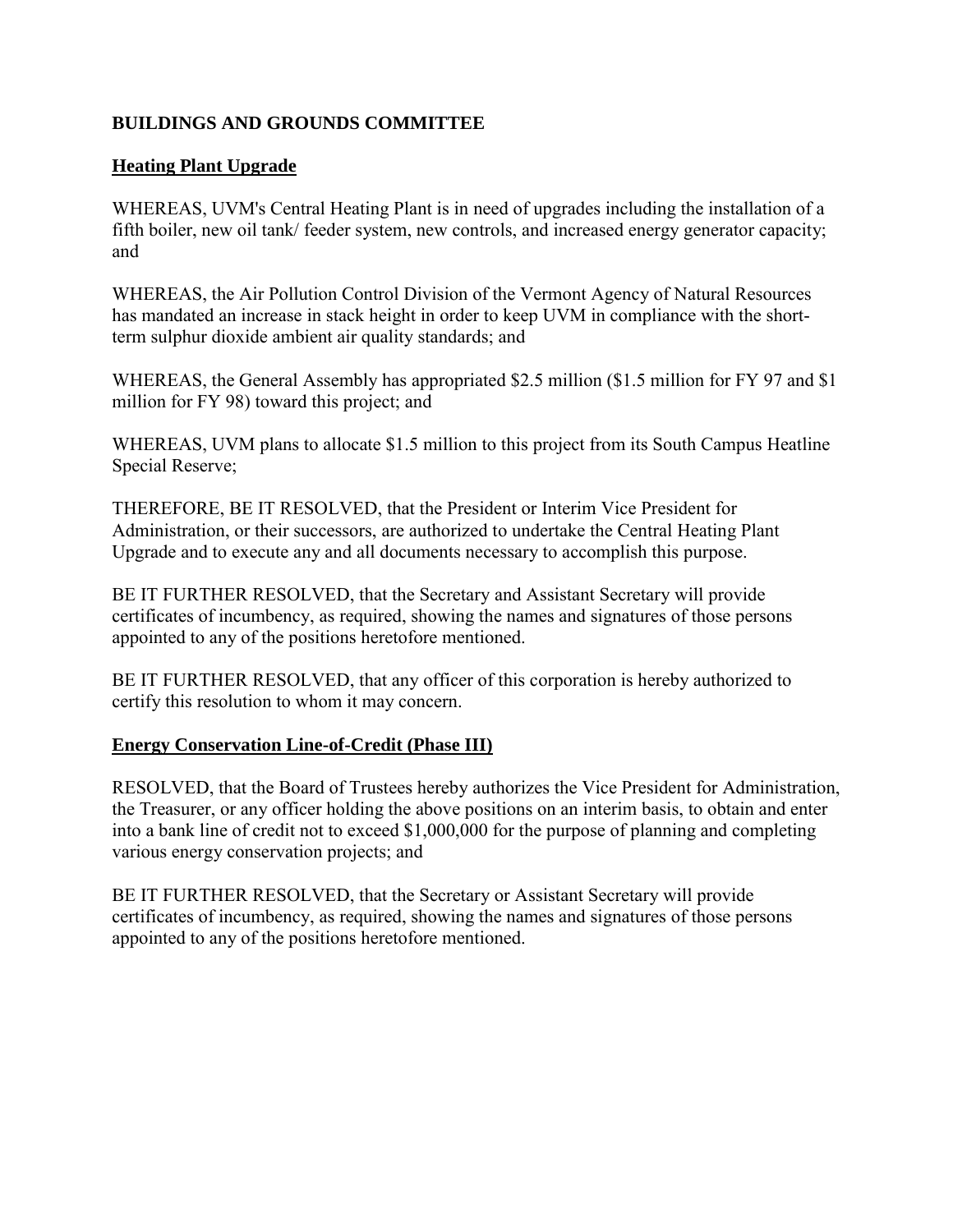**BUILDINGS AND GROUNDS COMMITTEE**

**Heating Plant Upgrade**

WHEREAS, UVM's Central Heating Plant is in need of upgrades including the installation of a fifth boiler, new oil tank/ feeder system, new controls, and increased energy generator capacity; and

WHEREAS, the Air Pollution Control Division of the Vermont Agency of Natural Resources has mandated an increase in stack height in order to keep UVM in compliance with the short-term sulphur dioxide ambient air quality standards; and

WHEREAS, the General Assembly has appropriated $2.5 million ($1.5 million for FY 97 and $1 million for FY 98) toward this project; and

WHEREAS, UVM plans to allocate $1.5 million to this project from its South Campus Heatline Special Reserve;

THEREFORE, BE IT RESOLVED, that the President or Interim Vice President for Administration, or their successors, are authorized to undertake the Central Heating Plant Upgrade and to execute any and all documents necessary to accomplish this purpose.

BE IT FURTHER RESOLVED, that the Secretary and Assistant Secretary will provide certificates of incumbency, as required, showing the names and signatures of those persons appointed to any of the positions heretofore mentioned.

BE IT FURTHER RESOLVED, that any officer of this corporation is hereby authorized to certify this resolution to whom it may concern.

**Energy Conservation Line-of-Credit (Phase III)**

RESOLVED, that the Board of Trustees hereby authorizes the Vice President for Administration, the Treasurer, or any officer holding the above positions on an interim basis, to obtain and enter into a bank line of credit not to exceed $1,000,000 for the purpose of planning and completing various energy conservation projects; and

BE IT FURTHER RESOLVED, that the Secretary or Assistant Secretary will provide certificates of incumbency, as required, showing the names and signatures of those persons appointed to any of the positions heretofore mentioned.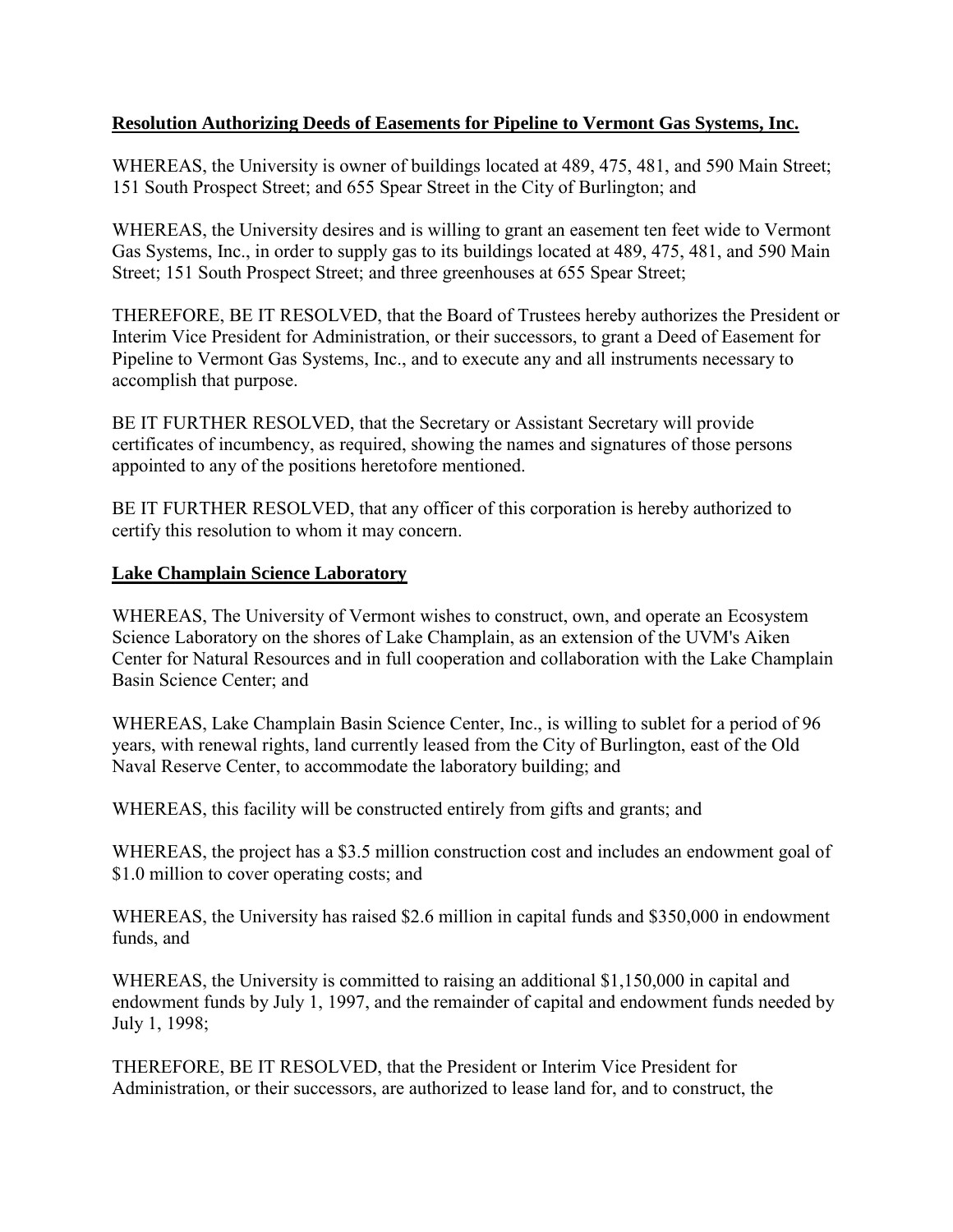**Resolution Authorizing Deeds of Easements for Pipeline to Vermont Gas Systems, Inc.**

WHEREAS, the University is owner of buildings located at 489, 475, 481, and 590 Main Street; 151 South Prospect Street; and 655 Spear Street in the City of Burlington; and

WHEREAS, the University desires and is willing to grant an easement ten feet wide to Vermont Gas Systems, Inc., in order to supply gas to its buildings located at 489, 475, 481, and 590 Main Street; 151 South Prospect Street; and three greenhouses at 655 Spear Street;

THEREFORE, BE IT RESOLVED, that the Board of Trustees hereby authorizes the President or Interim Vice President for Administration, or their successors, to grant a Deed of Easement for Pipeline to Vermont Gas Systems, Inc., and to execute any and all instruments necessary to accomplish that purpose.

BE IT FURTHER RESOLVED, that the Secretary or Assistant Secretary will provide certificates of incumbency, as required, showing the names and signatures of those persons appointed to any of the positions heretofore mentioned.

BE IT FURTHER RESOLVED, that any officer of this corporation is hereby authorized to certify this resolution to whom it may concern.

**Lake Champlain Science Laboratory**

WHEREAS, The University of Vermont wishes to construct, own, and operate an Ecosystem Science Laboratory on the shores of Lake Champlain, as an extension of the UVM's Aiken Center for Natural Resources and in full cooperation and collaboration with the Lake Champlain Basin Science Center; and

WHEREAS, Lake Champlain Basin Science Center, Inc., is willing to sublet for a period of 96 years, with renewal rights, land currently leased from the City of Burlington, east of the Old Naval Reserve Center, to accommodate the laboratory building; and

WHEREAS, this facility will be constructed entirely from gifts and grants; and

WHEREAS, the project has a $3.5 million construction cost and includes an endowment goal of $1.0 million to cover operating costs; and

WHEREAS, the University has raised $2.6 million in capital funds and $350,000 in endowment funds, and

WHEREAS, the University is committed to raising an additional $1,150,000 in capital and endowment funds by July 1, 1997, and the remainder of capital and endowment funds needed by July 1, 1998;

THEREFORE, BE IT RESOLVED, that the President or Interim Vice President for Administration, or their successors, are authorized to lease land for, and to construct, the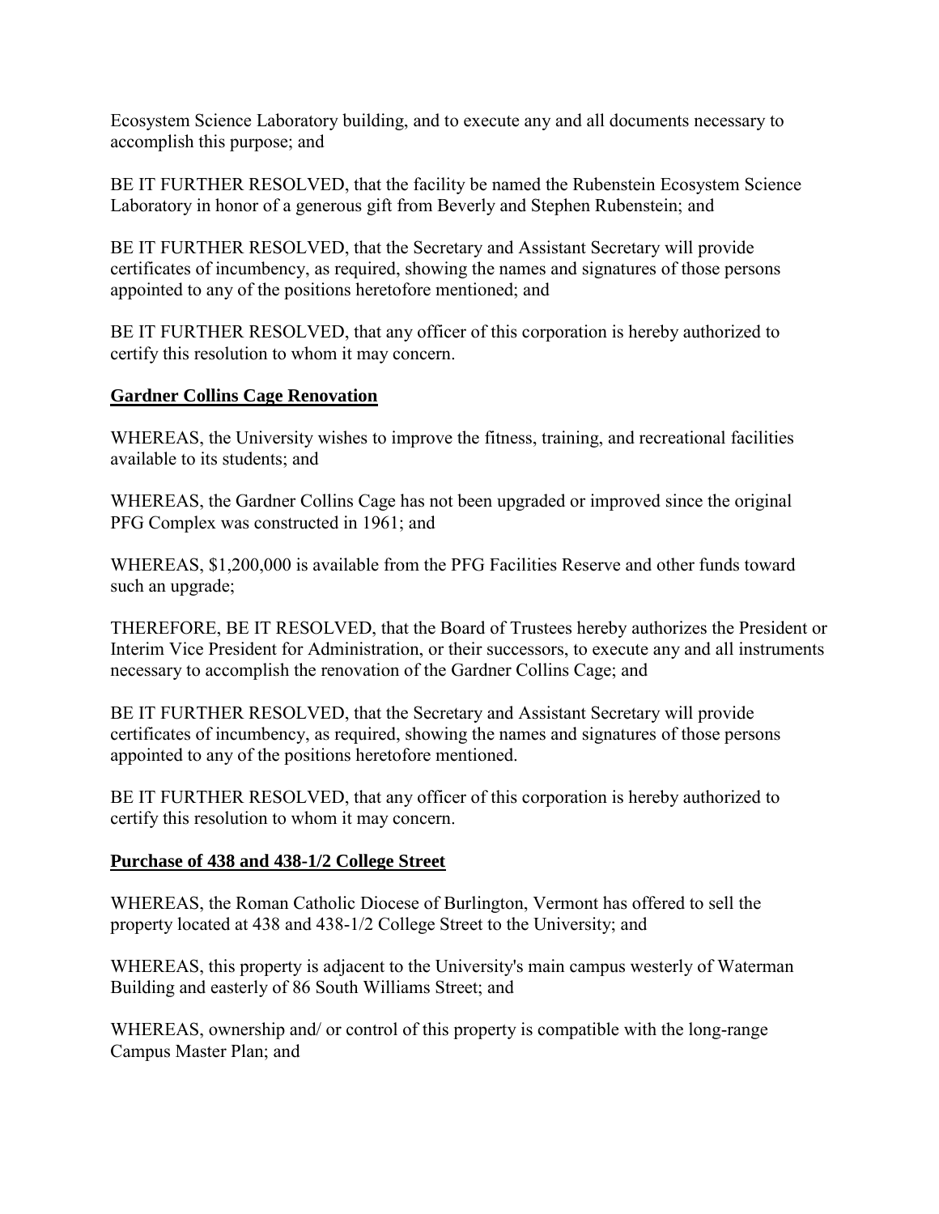Ecosystem Science Laboratory building, and to execute any and all documents necessary to accomplish this purpose; and

BE IT FURTHER RESOLVED, that the facility be named the Rubenstein Ecosystem Science Laboratory in honor of a generous gift from Beverly and Stephen Rubenstein; and

BE IT FURTHER RESOLVED, that the Secretary and Assistant Secretary will provide certificates of incumbency, as required, showing the names and signatures of those persons appointed to any of the positions heretofore mentioned; and

BE IT FURTHER RESOLVED, that any officer of this corporation is hereby authorized to certify this resolution to whom it may concern.

**Gardner Collins Cage Renovation**

WHEREAS, the University wishes to improve the fitness, training, and recreational facilities available to its students; and

WHEREAS, the Gardner Collins Cage has not been upgraded or improved since the original PFG Complex was constructed in 1961; and

WHEREAS, $1,200,000 is available from the PFG Facilities Reserve and other funds toward such an upgrade;

THEREFORE, BE IT RESOLVED, that the Board of Trustees hereby authorizes the President or Interim Vice President for Administration, or their successors, to execute any and all instruments necessary to accomplish the renovation of the Gardner Collins Cage; and

BE IT FURTHER RESOLVED, that the Secretary and Assistant Secretary will provide certificates of incumbency, as required, showing the names and signatures of those persons appointed to any of the positions heretofore mentioned.

BE IT FURTHER RESOLVED, that any officer of this corporation is hereby authorized to certify this resolution to whom it may concern.

**Purchase of 438 and 438-1/2 College Street**

WHEREAS, the Roman Catholic Diocese of Burlington, Vermont has offered to sell the property located at 438 and 438-1/2 College Street to the University; and

WHEREAS, this property is adjacent to the University's main campus westerly of Waterman Building and easterly of 86 South Williams Street; and

WHEREAS, ownership and/ or control of this property is compatible with the long-range Campus Master Plan; and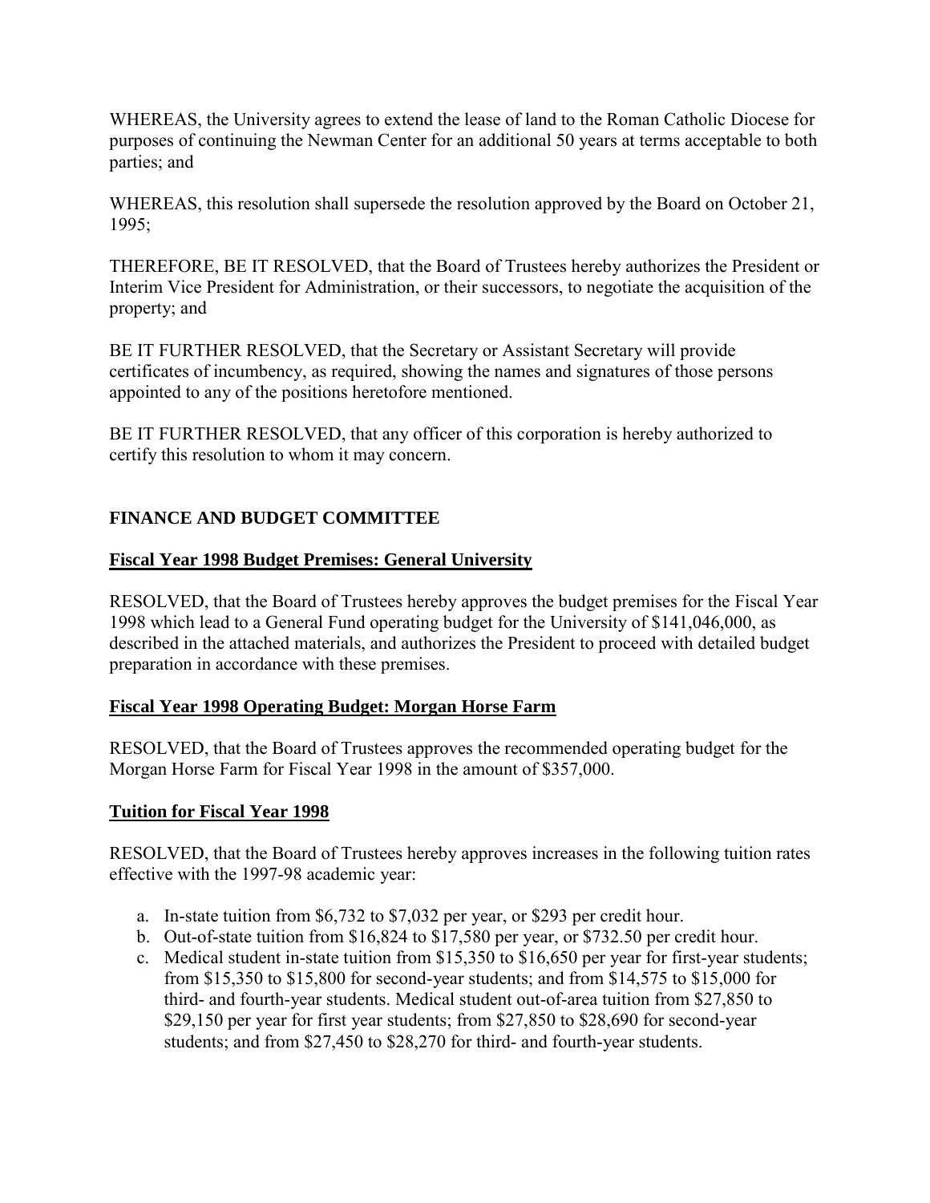WHEREAS, the University agrees to extend the lease of land to the Roman Catholic Diocese for purposes of continuing the Newman Center for an additional 50 years at terms acceptable to both parties; and

WHEREAS, this resolution shall supersede the resolution approved by the Board on October 21, 1995;

THEREFORE, BE IT RESOLVED, that the Board of Trustees hereby authorizes the President or Interim Vice President for Administration, or their successors, to negotiate the acquisition of the property; and

BE IT FURTHER RESOLVED, that the Secretary or Assistant Secretary will provide certificates of incumbency, as required, showing the names and signatures of those persons appointed to any of the positions heretofore mentioned.

BE IT FURTHER RESOLVED, that any officer of this corporation is hereby authorized to certify this resolution to whom it may concern.

## FINANCE AND BUDGET COMMITTEE

### Fiscal Year 1998 Budget Premises: General University

RESOLVED, that the Board of Trustees hereby approves the budget premises for the Fiscal Year 1998 which lead to a General Fund operating budget for the University of $141,046,000, as described in the attached materials, and authorizes the President to proceed with detailed budget preparation in accordance with these premises.

### Fiscal Year 1998 Operating Budget: Morgan Horse Farm

RESOLVED, that the Board of Trustees approves the recommended operating budget for the Morgan Horse Farm for Fiscal Year 1998 in the amount of $357,000.

### Tuition for Fiscal Year 1998

RESOLVED, that the Board of Trustees hereby approves increases in the following tuition rates effective with the 1997-98 academic year:

a. In-state tuition from $6,732 to $7,032 per year, or $293 per credit hour.
b. Out-of-state tuition from $16,824 to $17,580 per year, or $732.50 per credit hour.
c. Medical student in-state tuition from $15,350 to $16,650 per year for first-year students; from $15,350 to $15,800 for second-year students; and from $14,575 to $15,000 for third- and fourth-year students. Medical student out-of-area tuition from $27,850 to $29,150 per year for first year students; from $27,850 to $28,690 for second-year students; and from $27,450 to $28,270 for third- and fourth-year students.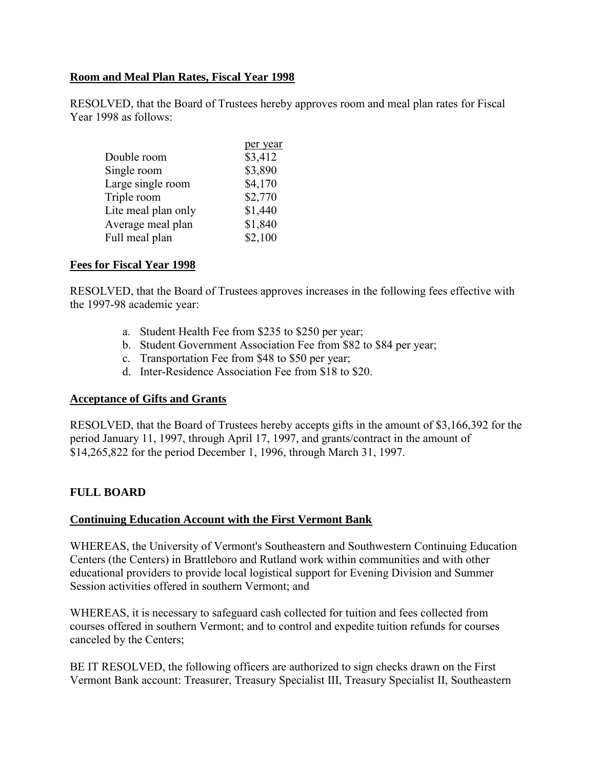**Room and Meal Plan Rates, Fiscal Year 1998**

RESOLVED, that the Board of Trustees hereby approves room and meal plan rates for Fiscal Year 1998 as follows:

| | per year |
|---|---|
| Double room | \$3,412 |
| Single room | \$3,890 |
| Large single room | \$4,170 |
| Triple room | \$2,770 |
| Lite meal plan only | \$1,440 |
| Average meal plan | \$1,840 |
| Full meal plan | \$2,100 |

**Fees for Fiscal Year 1998**

RESOLVED, that the Board of Trustees approves increases in the following fees effective with the 1997-98 academic year:

a. Student Health Fee from \$235 to \$250 per year;
b. Student Government Association Fee from \$82 to \$84 per year;
c. Transportation Fee from \$48 to \$50 per year;
d. Inter-Residence Association Fee from \$18 to \$20.

**Acceptance of Gifts and Grants**

RESOLVED, that the Board of Trustees hereby accepts gifts in the amount of \$3,166,392 for the period January 11, 1997, through April 17, 1997, and grants/contract in the amount of \$14,265,822 for the period December 1, 1996, through March 31, 1997.

**FULL BOARD**

**Continuing Education Account with the First Vermont Bank**

WHEREAS, the University of Vermont's Southeastern and Southwestern Continuing Education Centers (the Centers) in Brattleboro and Rutland work within communities and with other educational providers to provide local logistical support for Evening Division and Summer Session activities offered in southern Vermont; and

WHEREAS, it is necessary to safeguard cash collected for tuition and fees collected from courses offered in southern Vermont; and to control and expedite tuition refunds for courses canceled by the Centers;

BE IT RESOLVED, the following officers are authorized to sign checks drawn on the First Vermont Bank account: Treasurer, Treasury Specialist III, Treasury Specialist II, Southeastern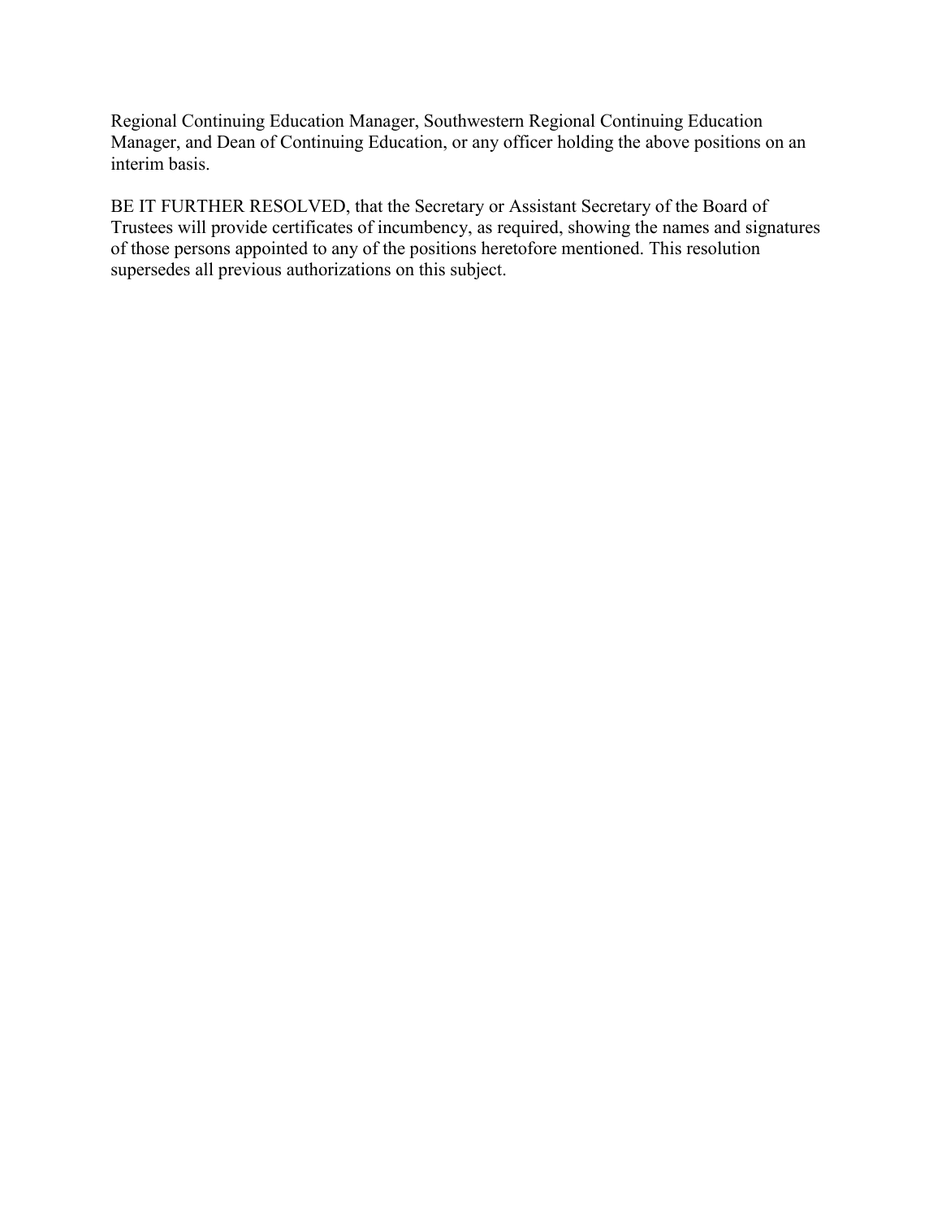Regional Continuing Education Manager, Southwestern Regional Continuing Education Manager, and Dean of Continuing Education, or any officer holding the above positions on an interim basis.

BE IT FURTHER RESOLVED, that the Secretary or Assistant Secretary of the Board of Trustees will provide certificates of incumbency, as required, showing the names and signatures of those persons appointed to any of the positions heretofore mentioned. This resolution supersedes all previous authorizations on this subject.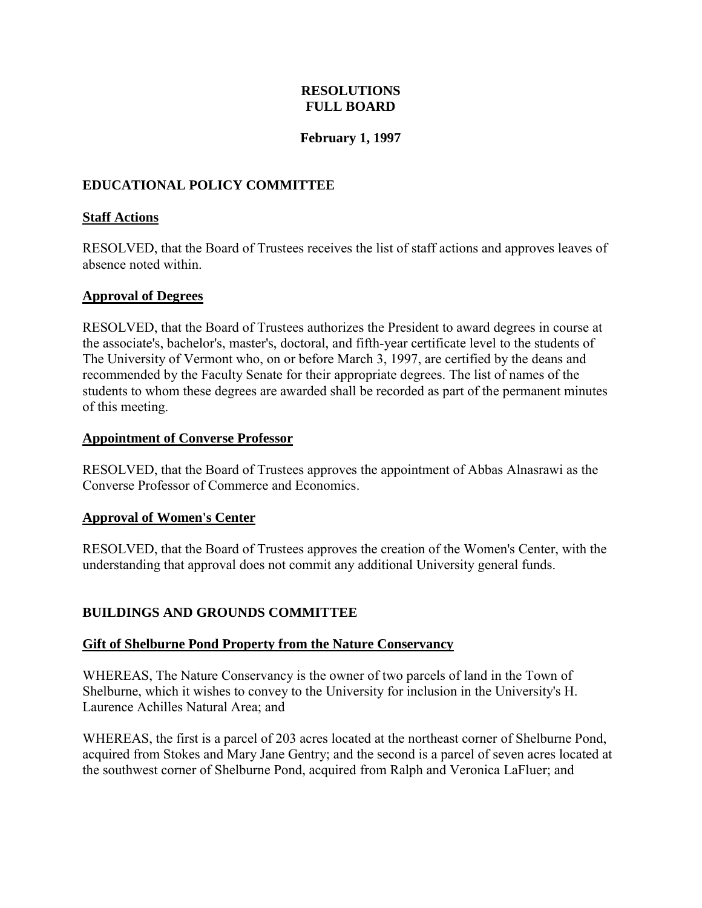# RESOLUTIONS
# FULL BOARD

**February 1, 1997**

## EDUCATIONAL POLICY COMMITTEE

### Staff Actions

RESOLVED, that the Board of Trustees receives the list of staff actions and approves leaves of absence noted within.

### Approval of Degrees

RESOLVED, that the Board of Trustees authorizes the President to award degrees in course at the associate's, bachelor's, master's, doctoral, and fifth-year certificate level to the students of The University of Vermont who, on or before March 3, 1997, are certified by the deans and recommended by the Faculty Senate for their appropriate degrees. The list of names of the students to whom these degrees are awarded shall be recorded as part of the permanent minutes of this meeting.

### Appointment of Converse Professor

RESOLVED, that the Board of Trustees approves the appointment of Abbas Alnasrawi as the Converse Professor of Commerce and Economics.

### Approval of Women's Center

RESOLVED, that the Board of Trustees approves the creation of the Women's Center, with the understanding that approval does not commit any additional University general funds.

## BUILDINGS AND GROUNDS COMMITTEE

### Gift of Shelburne Pond Property from the Nature Conservancy

WHEREAS, The Nature Conservancy is the owner of two parcels of land in the Town of Shelburne, which it wishes to convey to the University for inclusion in the University's H. Laurence Achilles Natural Area; and

WHEREAS, the first is a parcel of 203 acres located at the northeast corner of Shelburne Pond, acquired from Stokes and Mary Jane Gentry; and the second is a parcel of seven acres located at the southwest corner of Shelburne Pond, acquired from Ralph and Veronica LaFluer; and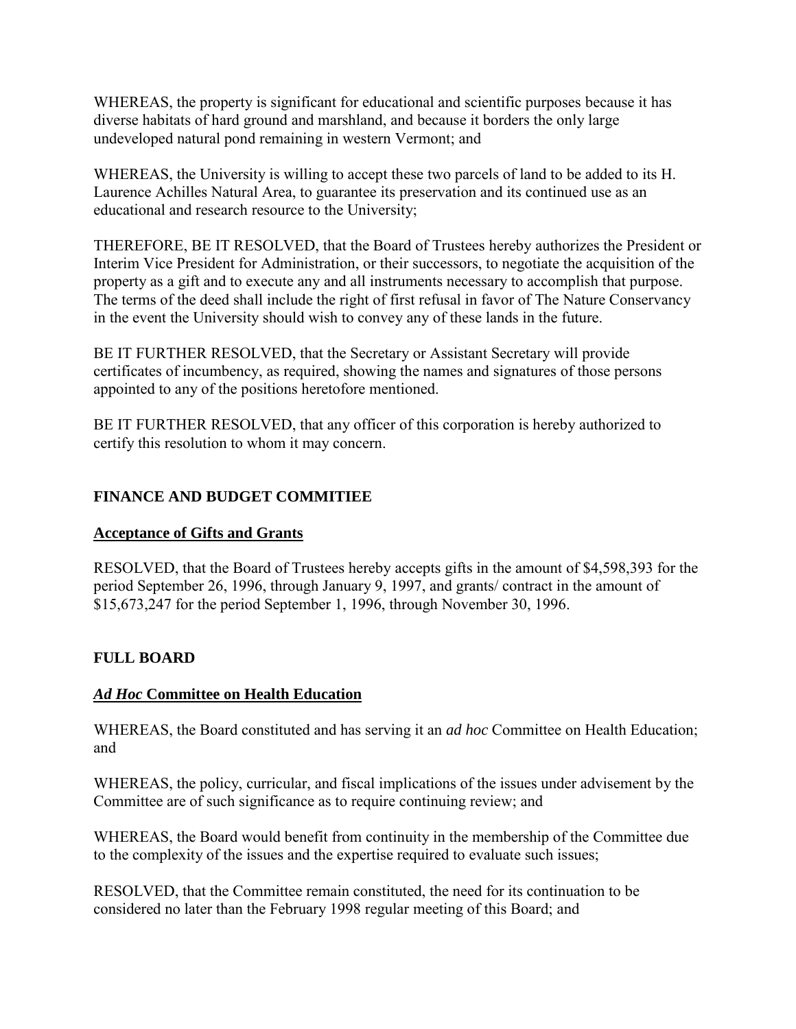WHEREAS, the property is significant for educational and scientific purposes because it has diverse habitats of hard ground and marshland, and because it borders the only large undeveloped natural pond remaining in western Vermont; and

WHEREAS, the University is willing to accept these two parcels of land to be added to its H. Laurence Achilles Natural Area, to guarantee its preservation and its continued use as an educational and research resource to the University;

THEREFORE, BE IT RESOLVED, that the Board of Trustees hereby authorizes the President or Interim Vice President for Administration, or their successors, to negotiate the acquisition of the property as a gift and to execute any and all instruments necessary to accomplish that purpose. The terms of the deed shall include the right of first refusal in favor of The Nature Conservancy in the event the University should wish to convey any of these lands in the future.

BE IT FURTHER RESOLVED, that the Secretary or Assistant Secretary will provide certificates of incumbency, as required, showing the names and signatures of those persons appointed to any of the positions heretofore mentioned.

BE IT FURTHER RESOLVED, that any officer of this corporation is hereby authorized to certify this resolution to whom it may concern.

## FINANCE AND BUDGET COMMITIEE

### Acceptance of Gifts and Grants

RESOLVED, that the Board of Trustees hereby accepts gifts in the amount of $4,598,393 for the period September 26, 1996, through January 9, 1997, and grants/ contract in the amount of $15,673,247 for the period September 1, 1996, through November 30, 1996.

## FULL BOARD

### *Ad Hoc* Committee on Health Education

WHEREAS, the Board constituted and has serving it an *ad hoc* Committee on Health Education; and

WHEREAS, the policy, curricular, and fiscal implications of the issues under advisement by the Committee are of such significance as to require continuing review; and

WHEREAS, the Board would benefit from continuity in the membership of the Committee due to the complexity of the issues and the expertise required to evaluate such issues;

RESOLVED, that the Committee remain constituted, the need for its continuation to be considered no later than the February 1998 regular meeting of this Board; and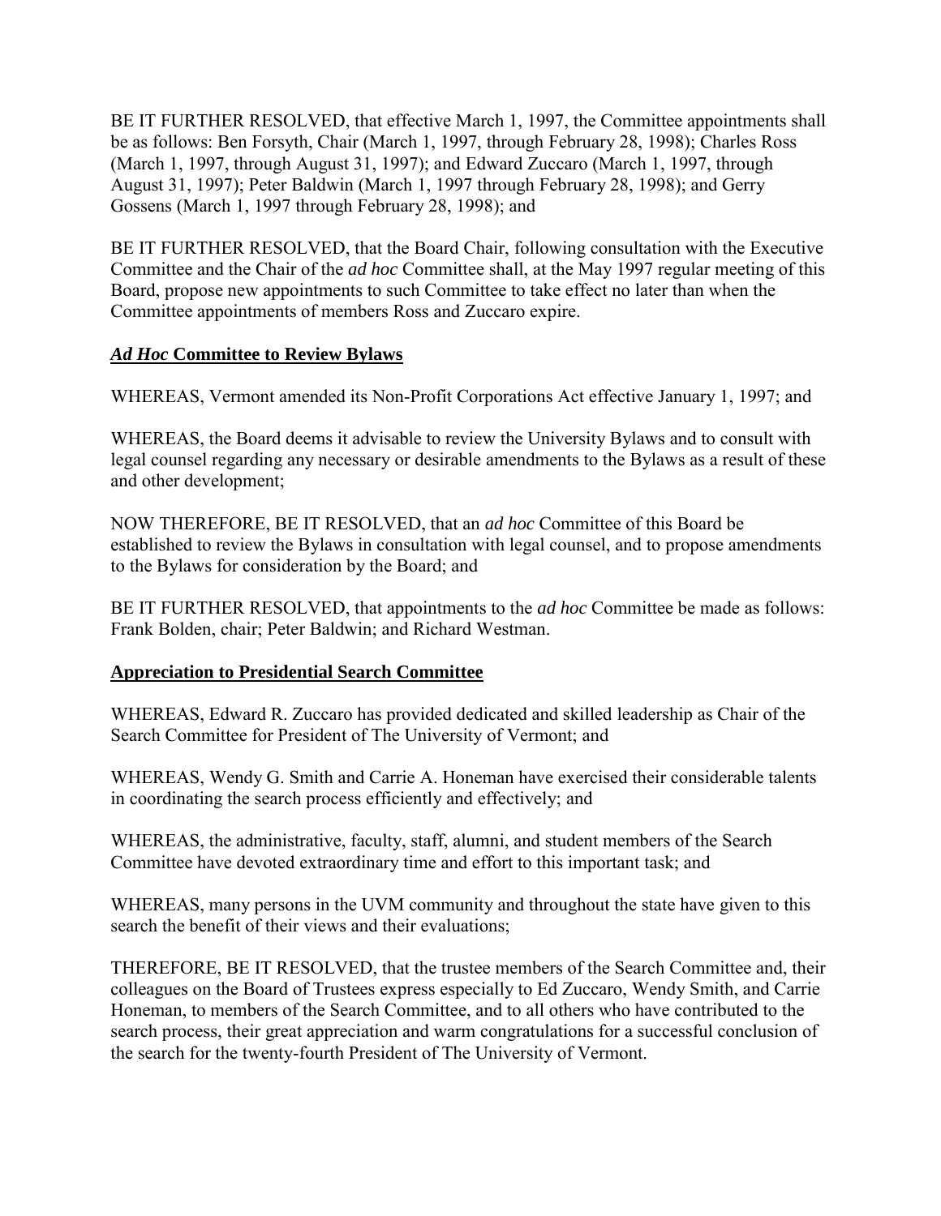BE IT FURTHER RESOLVED, that effective March 1, 1997, the Committee appointments shall be as follows: Ben Forsyth, Chair (March 1, 1997, through February 28, 1998); Charles Ross (March 1, 1997, through August 31, 1997); and Edward Zuccaro (March 1, 1997, through August 31, 1997); Peter Baldwin (March 1, 1997 through February 28, 1998); and Gerry Gossens (March 1, 1997 through February 28, 1998); and

BE IT FURTHER RESOLVED, that the Board Chair, following consultation with the Executive Committee and the Chair of the *ad hoc* Committee shall, at the May 1997 regular meeting of this Board, propose new appointments to such Committee to take effect no later than when the Committee appointments of members Ross and Zuccaro expire.

## ***Ad Hoc*** **Committee to Review Bylaws**

WHEREAS, Vermont amended its Non-Profit Corporations Act effective January 1, 1997; and

WHEREAS, the Board deems it advisable to review the University Bylaws and to consult with legal counsel regarding any necessary or desirable amendments to the Bylaws as a result of these and other development;

NOW THEREFORE, BE IT RESOLVED, that an *ad hoc* Committee of this Board be established to review the Bylaws in consultation with legal counsel, and to propose amendments to the Bylaws for consideration by the Board; and

BE IT FURTHER RESOLVED, that appointments to the *ad hoc* Committee be made as follows: Frank Bolden, chair; Peter Baldwin; and Richard Westman.

## **Appreciation to Presidential Search Committee**

WHEREAS, Edward R. Zuccaro has provided dedicated and skilled leadership as Chair of the Search Committee for President of The University of Vermont; and

WHEREAS, Wendy G. Smith and Carrie A. Honeman have exercised their considerable talents in coordinating the search process efficiently and effectively; and

WHEREAS, the administrative, faculty, staff, alumni, and student members of the Search Committee have devoted extraordinary time and effort to this important task; and

WHEREAS, many persons in the UVM community and throughout the state have given to this search the benefit of their views and their evaluations;

THEREFORE, BE IT RESOLVED, that the trustee members of the Search Committee and, their colleagues on the Board of Trustees express especially to Ed Zuccaro, Wendy Smith, and Carrie Honeman, to members of the Search Committee, and to all others who have contributed to the search process, their great appreciation and warm congratulations for a successful conclusion of the search for the twenty-fourth President of The University of Vermont.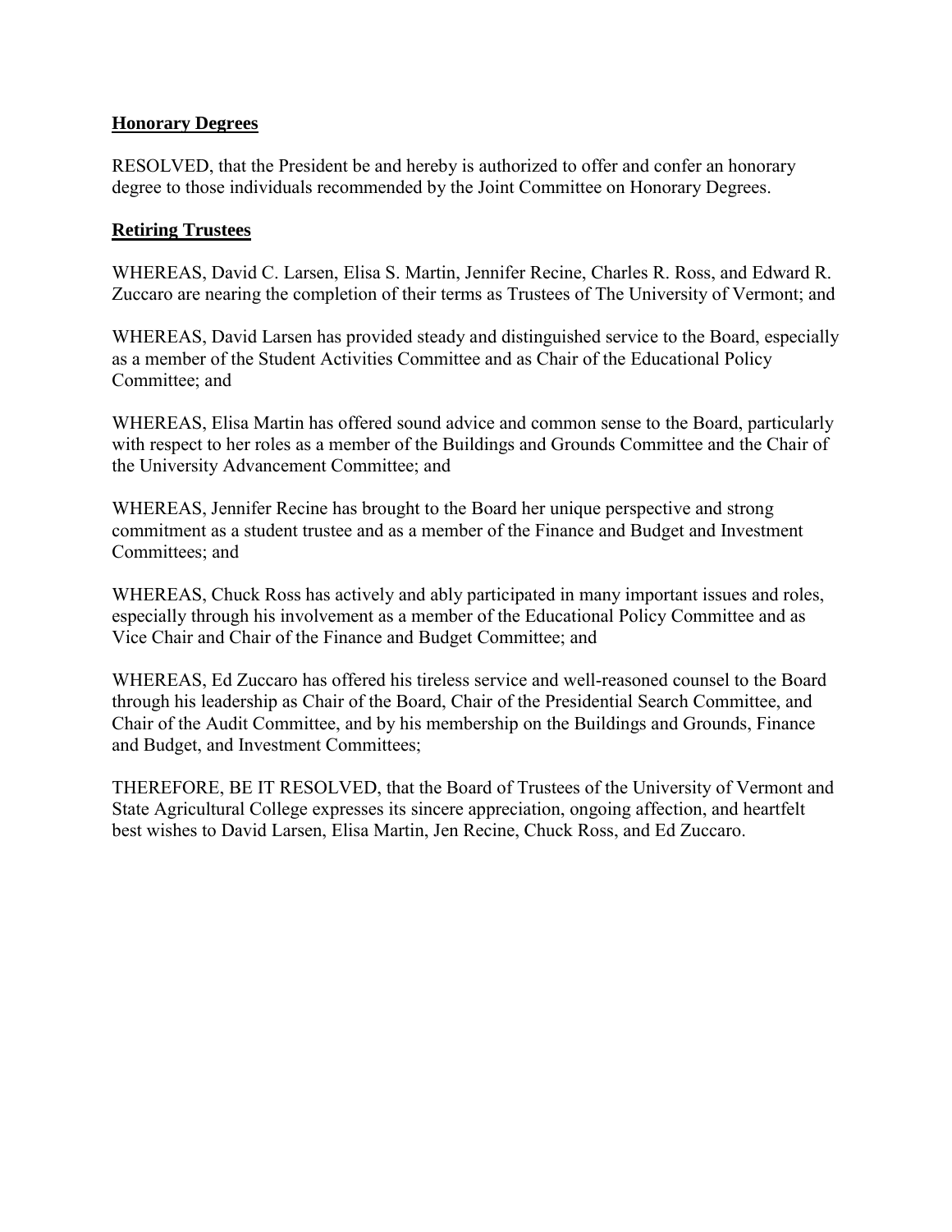**Honorary Degrees**

RESOLVED, that the President be and hereby is authorized to offer and confer an honorary degree to those individuals recommended by the Joint Committee on Honorary Degrees.

**Retiring Trustees**

WHEREAS, David C. Larsen, Elisa S. Martin, Jennifer Recine, Charles R. Ross, and Edward R. Zuccaro are nearing the completion of their terms as Trustees of The University of Vermont; and

WHEREAS, David Larsen has provided steady and distinguished service to the Board, especially as a member of the Student Activities Committee and as Chair of the Educational Policy Committee; and

WHEREAS, Elisa Martin has offered sound advice and common sense to the Board, particularly with respect to her roles as a member of the Buildings and Grounds Committee and the Chair of the University Advancement Committee; and

WHEREAS, Jennifer Recine has brought to the Board her unique perspective and strong commitment as a student trustee and as a member of the Finance and Budget and Investment Committees; and

WHEREAS, Chuck Ross has actively and ably participated in many important issues and roles, especially through his involvement as a member of the Educational Policy Committee and as Vice Chair and Chair of the Finance and Budget Committee; and

WHEREAS, Ed Zuccaro has offered his tireless service and well-reasoned counsel to the Board through his leadership as Chair of the Board, Chair of the Presidential Search Committee, and Chair of the Audit Committee, and by his membership on the Buildings and Grounds, Finance and Budget, and Investment Committees;

THEREFORE, BE IT RESOLVED, that the Board of Trustees of the University of Vermont and State Agricultural College expresses its sincere appreciation, ongoing affection, and heartfelt best wishes to David Larsen, Elisa Martin, Jen Recine, Chuck Ross, and Ed Zuccaro.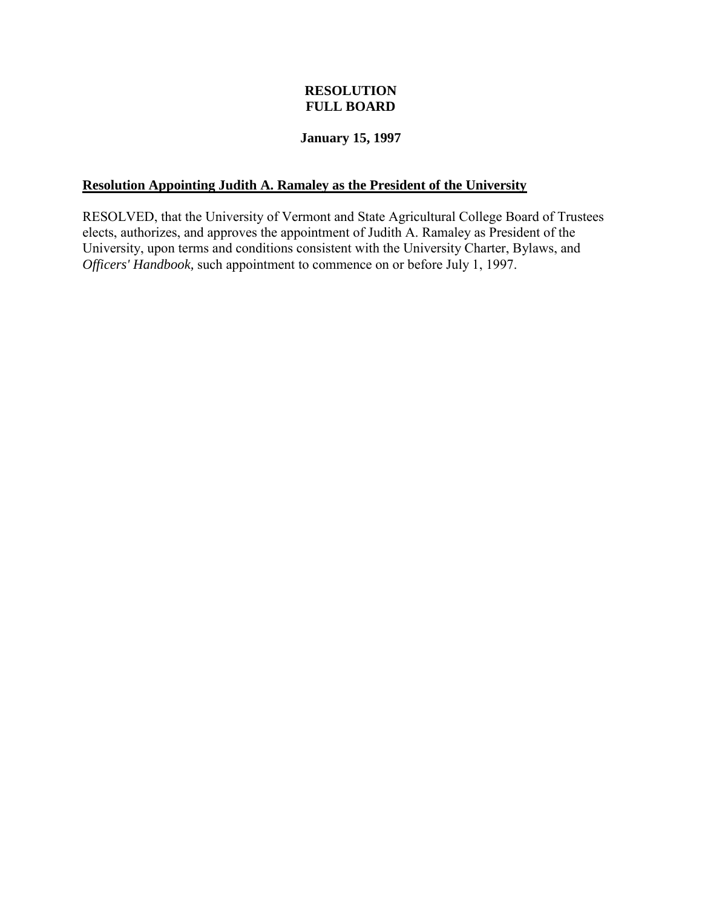**RESOLUTION**
**FULL BOARD**

**January 15, 1997**

**Resolution Appointing Judith A. Ramaley as the President of the University**

RESOLVED, that the University of Vermont and State Agricultural College Board of Trustees elects, authorizes, and approves the appointment of Judith A. Ramaley as President of the University, upon terms and conditions consistent with the University Charter, Bylaws, and *Officers' Handbook,* such appointment to commence on or before July 1, 1997.